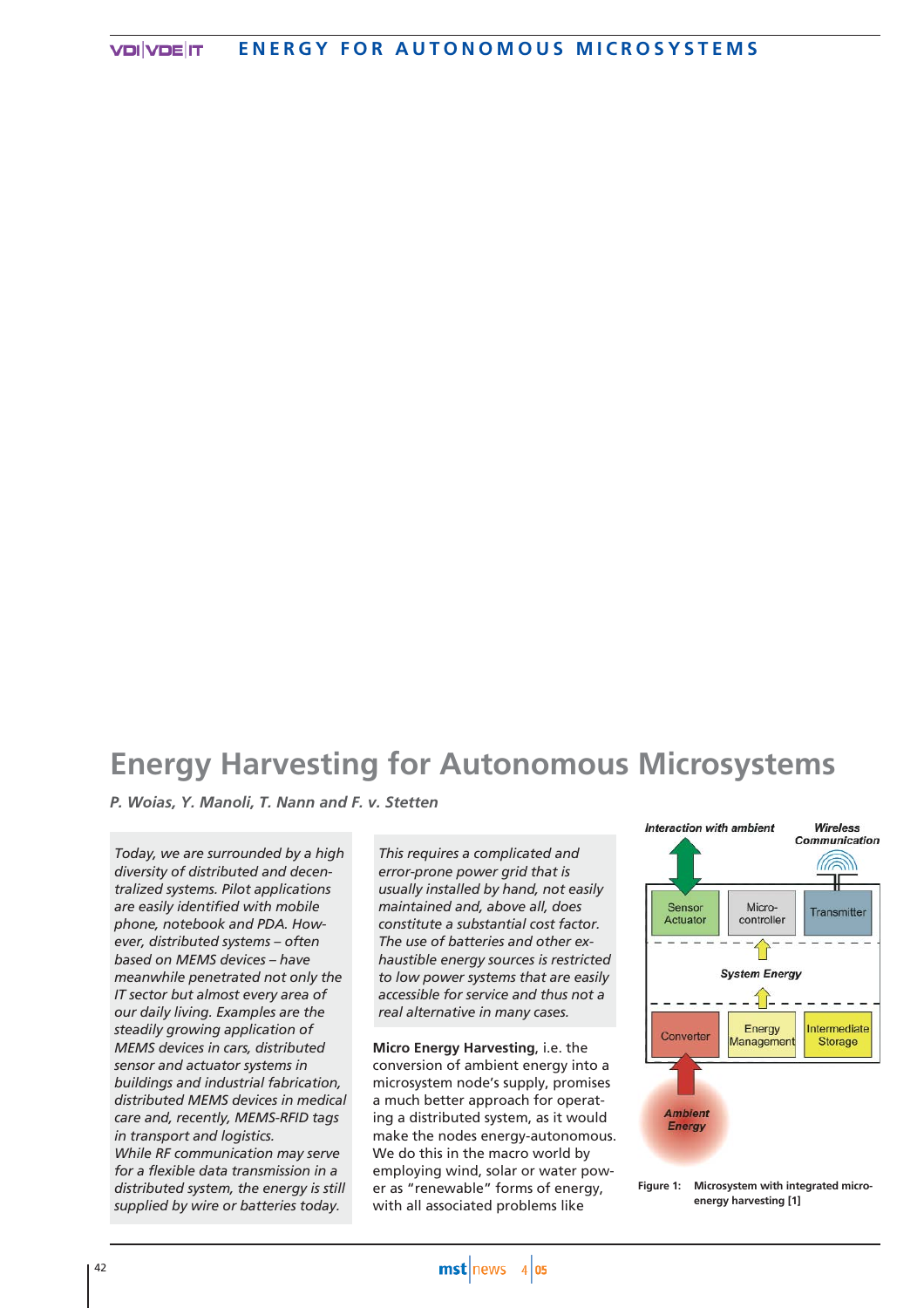# Energy Harvesting for Autonomous Microsystems

*P. Woias, Y. Manoli, T. Nann and F. v. Stetten*

*Today, we are surrounded by a high diversity of distributed and decentralized systems. Pilot applications are easily identified with mobile phone, notebook and PDA. However, distributed systems – often based on MEMS devices – have meanwhile penetrated not only the IT sector but almost every area of our daily living. Examples are the steadily growing application of MEMS devices in cars, distributed sensor and actuator systems in buildings and industrial fabrication, distributed MEMS devices in medical care and, recently, MEMS-RFID tags in transport and logistics.*
*While RF communication may serve for a flexible data transmission in a distributed system, the energy is still supplied by wire or batteries today. This requires a complicated and error-prone power grid that is usually installed by hand, not easily maintained and, above all, does constitute a substantial cost factor. The use of batteries and other exhaustible energy sources is restricted to low power systems that are easily accessible for service and thus not a real alternative in many cases.*

**Micro Energy Harvesting**, i.e. the conversion of ambient energy into a microsystem node's supply, promises a much better approach for operating a distributed system, as it would make the nodes energy-autonomous. We do this in the macro world by employing wind, solar or water power as "renewable" forms of energy, with all associated problems like

Interaction with ambient | Wireless Communication | Sensor Actuator | Micro-controller | Transmitter | System Energy | Converter | Energy Management | Intermediate Storage | Ambient Energy

Figure 1: Microsystem with integrated micro-energy harvesting [1]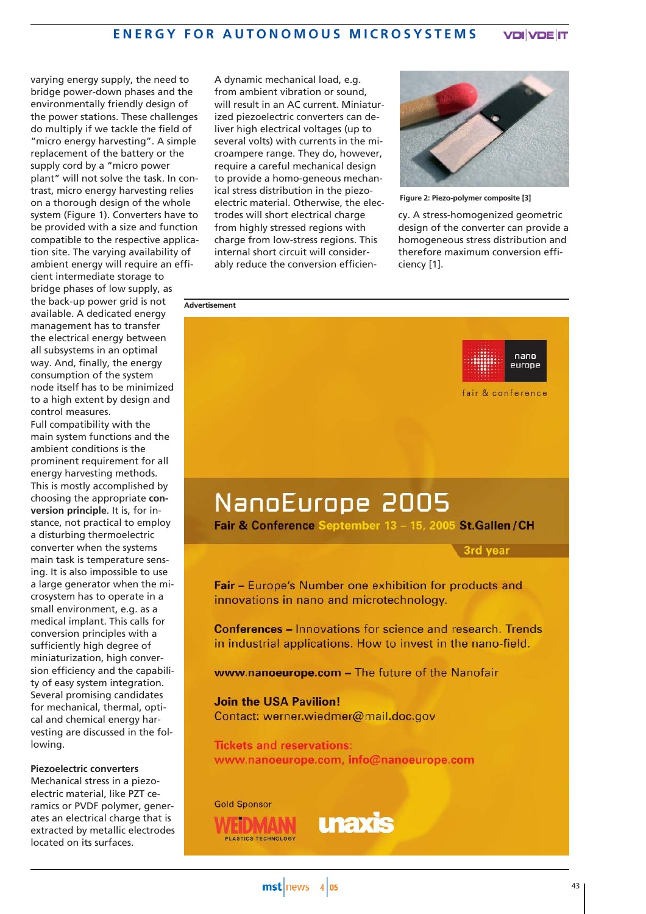varying energy supply, the need to bridge power-down phases and the environmentally friendly design of the power stations. These challenges do multiply if we tackle the field of "micro energy harvesting". A simple replacement of the battery or the supply cord by a "micro power plant" will not solve the task. In contrast, micro energy harvesting relies on a thorough design of the whole system (Figure 1). Converters have to be provided with a size and function compatible to the respective application site. The varying availability of ambient energy will require an efficient intermediate storage to bridge phases of low supply, as the back-up power grid is not available. A dedicated energy management has to transfer the electrical energy between all subsystems in an optimal way. And, finally, the energy consumption of the system node itself has to be minimized to a high extent by design and control measures.

Full compatibility with the main system functions and the ambient conditions is the prominent requirement for all energy harvesting methods. This is mostly accomplished by choosing the appropriate **conversion principle**. It is, for instance, not practical to employ a disturbing thermoelectric converter when the systems main task is temperature sensing. It is also impossible to use a large generator when the microsystem has to operate in a small environment, e.g. as a medical implant. This calls for conversion principles with a sufficiently high degree of miniaturization, high conversion efficiency and the capability of easy system integration. Several promising candidates for mechanical, thermal, optical and chemical energy harvesting are discussed in the following.

**Piezoelectric converters**

Mechanical stress in a piezoelectric material, like PZT ceramics or PVDF polymer, generates an electrical charge that is extracted by metallic electrodes located on its surfaces.

A dynamic mechanical load, e.g. from ambient vibration or sound, will result in an AC current. Miniaturized piezoelectric converters can deliver high electrical voltages (up to several volts) with currents in the microampere range. They do, however, require a careful mechanical design to provide a homo-geneous mechanical stress distribution in the piezoelectric material. Otherwise, the electrodes will short electrical charge from highly stressed regions with charge from low-stress regions. This internal short circuit will considerably reduce the conversion efficiency. A stress-homogenized geometric design of the converter can provide a homogeneous stress distribution and therefore maximum conversion efficiency [1].

Figure 2: Piezo-polymer composite [3]

Advertisement

NanoEurope 2005

Fair & Conference September 13 – 15, 2005 St.Gallen/CH

3rd year

**Fair** – Europe's Number one exhibition for products and innovations in nano and microtechnology.

**Conferences** – Innovations for science and research. Trends in industrial applications. How to invest in the nano-field.

**www.nanoeurope.com** – The future of the Nanofair

**Join the USA Pavilion!**
Contact: werner.wiedmer@mail.doc.gov

**Tickets and reservations:**
**www.nanoeurope.com, info@nanoeurope.com**

Gold Sponsor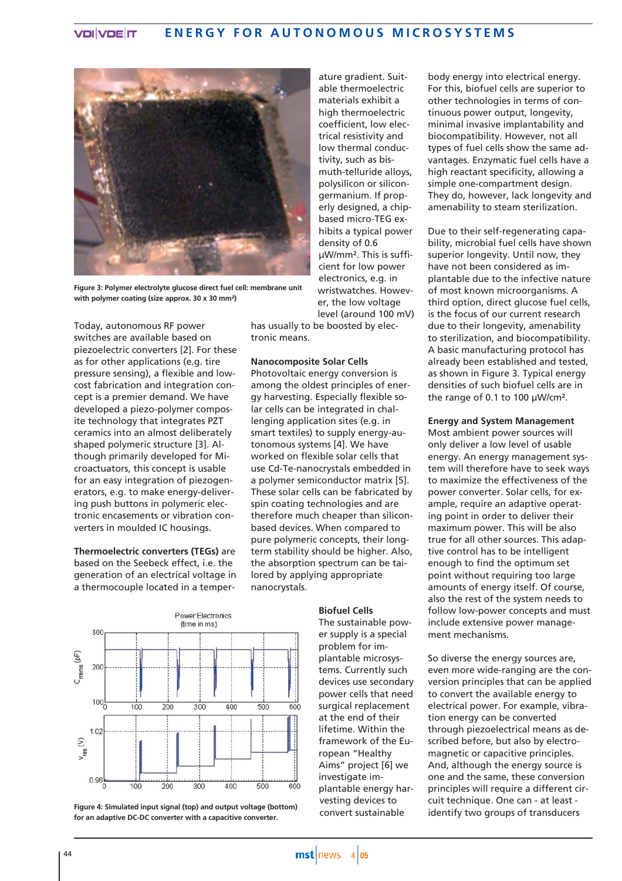Figure 3: Polymer electrolyte glucose direct fuel cell: membrane unit with polymer coating (size approx. 30 x 30 mm²)

Today, autonomous RF power switches are available based on piezoelectric converters [2]. For these as for other applications (e.g. tire pressure sensing), a flexible and low-cost fabrication and integration concept is a premier demand. We have developed a piezo-polymer composite technology that integrates PZT ceramics into an almost deliberately shaped polymeric structure [3]. Although primarily developed for Microactuators, this concept is usable for an easy integration of piezogenerators, e.g. to make energy-delivering push buttons in polymeric electronic encasements or vibration converters in moulded IC housings.

**Thermoelectric converters (TEGs)** are based on the Seebeck effect, i.e. the generation of an electrical voltage in a thermocouple located in a temperature gradient. Suitable thermoelectric materials exhibit a high thermoelectric coefficient, low electrical resistivity and low thermal conductivity, such as bismuth-telluride alloys, polysilicon or silicon-germanium. If properly designed, a chip-based micro-TEG exhibits a typical power density of 0.6 µW/mm². This is sufficient for low power electronics, e.g. in wristwatches. However, the low voltage level (around 100 mV) has usually to be boosted by electronic means.

**Nanocomposite Solar Cells**
Photovoltaic energy conversion is among the oldest principles of energy harvesting. Especially flexible solar cells can be integrated in challenging application sites (e.g. in smart textiles) to supply energy-autonomous systems [4]. We have worked on flexible solar cells that use Cd-Te-nanocrystals embedded in a polymer semiconductor matrix [5]. These solar cells can be fabricated by spin coating technologies and are therefore much cheaper than silicon-based devices. When compared to pure polymeric concepts, their long-term stability should be higher. Also, the absorption spectrum can be tailored by applying appropriate nanocrystals.

Figure 4: Simulated input signal (top) and output voltage (bottom) for an adaptive DC-DC converter with a capacitive converter.

**Biofuel Cells**
The sustainable power supply is a special problem for implantable microsystems. Currently such devices use secondary power cells that need surgical replacement at the end of their lifetime. Within the framework of the European "Healthy Aims" project [6] we investigate implantable energy harvesting devices to convert sustainable body energy into electrical energy. For this, biofuel cells are superior to other technologies in terms of continuous power output, longevity, minimal invasive implantability and biocompatibility. However, not all types of fuel cells show the same advantages. Enzymatic fuel cells have a high reactant specificity, allowing a simple one-compartment design. They do, however, lack longevity and amenability to steam sterilization.

Due to their self-regenerating capability, microbial fuel cells have shown superior longevity. Until now, they have not been considered as implantable due to the infective nature of most known microorganisms. A third option, direct glucose fuel cells, is the focus of our current research due to their longevity, amenability to sterilization, and biocompatibility. A basic manufacturing protocol has already been established and tested, as shown in Figure 3. Typical energy densities of such biofuel cells are in the range of 0.1 to 100 µW/cm².

**Energy and System Management**
Most ambient power sources will only deliver a low level of usable energy. An energy management system will therefore have to seek ways to maximize the effectiveness of the power converter. Solar cells, for example, require an adaptive operating point in order to deliver their maximum power. This will be also true for all other sources. This adaptive control has to be intelligent enough to find the optimum set point without requiring too large amounts of energy itself. Of course, also the rest of the system needs to follow low-power concepts and must include extensive power management mechanisms.

So diverse the energy sources are, even more wide-ranging are the conversion principles that can be applied to convert the available energy to electrical power. For example, vibration energy can be converted through piezoelectrical means as described before, but also by electromagnetic or capacitive principles. And, although the energy source is one and the same, these conversion principles will require a different circuit technique. One can - at least - identify two groups of transducers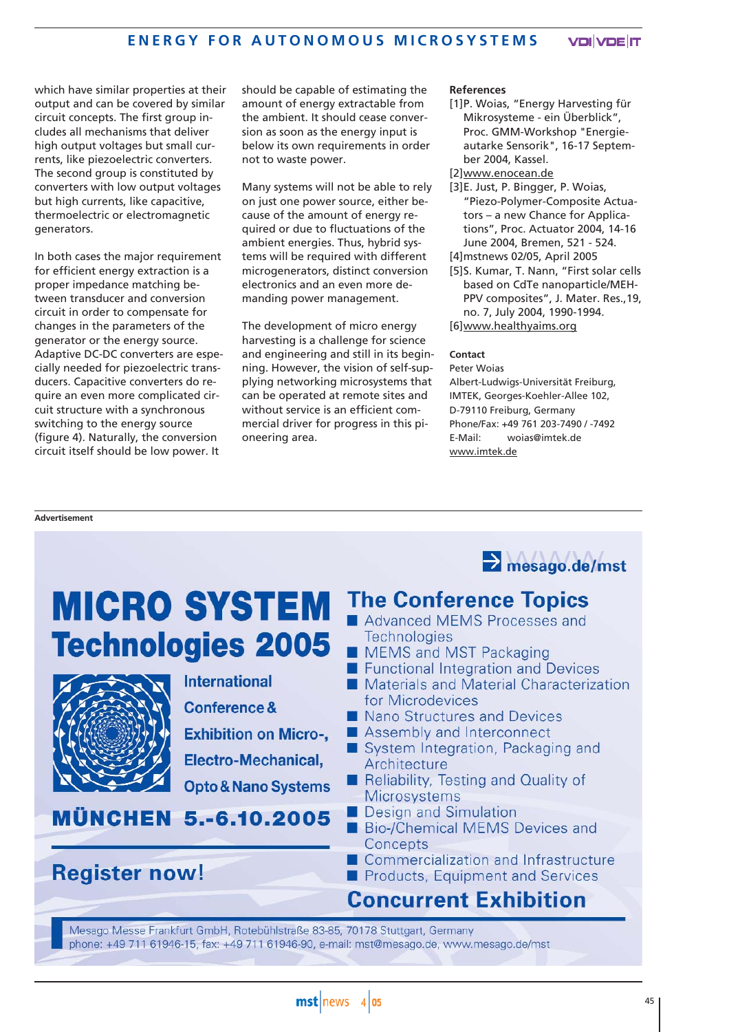which have similar properties at their output and can be covered by similar circuit concepts. The first group includes all mechanisms that deliver high output voltages but small currents, like piezoelectric converters. The second group is constituted by converters with low output voltages but high currents, like capacitive, thermoelectric or electromagnetic generators.

In both cases the major requirement for efficient energy extraction is a proper impedance matching between transducer and conversion circuit in order to compensate for changes in the parameters of the generator or the energy source. Adaptive DC-DC converters are especially needed for piezoelectric transducers. Capacitive converters do require an even more complicated circuit structure with a synchronous switching to the energy source (figure 4). Naturally, the conversion circuit itself should be low power. It should be capable of estimating the amount of energy extractable from the ambient. It should cease conversion as soon as the energy input is below its own requirements in order not to waste power.

Many systems will not be able to rely on just one power source, either because of the amount of energy required or due to fluctuations of the ambient energies. Thus, hybrid systems will be required with different microgenerators, distinct conversion electronics and an even more demanding power management.

The development of micro energy harvesting is a challenge for science and engineering and still in its beginning. However, the vision of self-supplying networking microsystems that can be operated at remote sites and without service is an efficient commercial driver for progress in this pioneering area.

**References**

[1] P. Woias, "Energy Harvesting für Mikrosysteme - ein Überblick", Proc. GMM-Workshop "Energieautarke Sensorik", 16-17 September 2004, Kassel.

[2] www.enocean.de

[3] E. Just, P. Bingger, P. Woias, "Piezo-Polymer-Composite Actuators – a new Chance for Applications", Proc. Actuator 2004, 14-16 June 2004, Bremen, 521 - 524.

[4] mstnews 02/05, April 2005

[5] S. Kumar, T. Nann, "First solar cells based on CdTe nanoparticle/MEH-PPV composites", J. Mater. Res.,19, no. 7, July 2004, 1990-1994.

[6] www.healthyaims.org

**Contact**

Peter Woias
Albert-Ludwigs-Universität Freiburg,
IMTEK, Georges-Koehler-Allee 102,
D-79110 Freiburg, Germany
Phone/Fax: +49 761 203-7490 / -7492
E-Mail: woias@imtek.de
www.imtek.de

**Advertisement**

mesago.de/mst

# MICRO SYSTEM Technologies 2005

International Conference & Exhibition on Micro-, Electro-Mechanical, Opto & Nano Systems

**MÜNCHEN 5.-6.10.2005**

**Register now!**

## The Conference Topics

- Advanced MEMS Processes and Technologies
- MEMS and MST Packaging
- Functional Integration and Devices
- Materials and Material Characterization for Microdevices
- Nano Structures and Devices
- Assembly and Interconnect
- System Integration, Packaging and Architecture
- Reliability, Testing and Quality of Microsystems
- Design and Simulation
- Bio-/Chemical MEMS Devices and Concepts
- Commercialization and Infrastructure
- Products, Equipment and Services

## Concurrent Exhibition

Mesago Messe Frankfurt GmbH, Rotebühlstraße 83-85, 70178 Stuttgart, Germany
phone: +49 711 61946-15, fax: +49 711 61946-90, e-mail: mst@mesago.de, www.mesago.de/mst